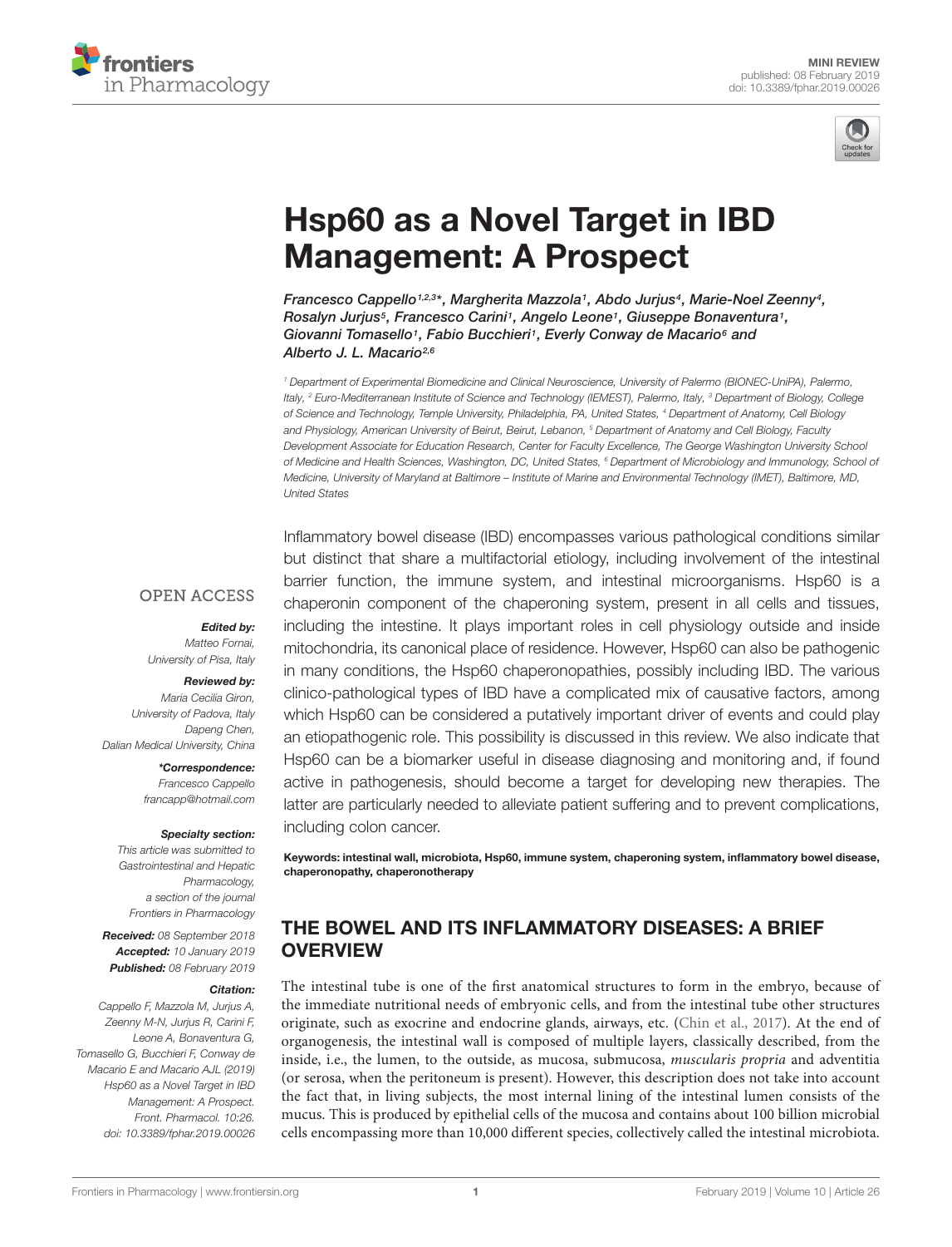MINI REVIEW
published: 08 February 2019
doi: 10.3389/fphar.2019.00026

# Hsp60 as a Novel Target in IBD Management: A Prospect

*Francesco Cappello[1,2,3]\*, Margherita Mazzola[1], Abdo Jurjus[4], Marie-Noel Zeenny[4], Rosalyn Jurjus[5], Francesco Carini[1], Angelo Leone[1], Giuseppe Bonaventura[1], Giovanni Tomasello[1], Fabio Bucchieri[1], Everly Conway de Macario[6] and Alberto J. L. Macario[2,6]*

[1] Department of Experimental Biomedicine and Clinical Neuroscience, University of Palermo (BIONEC-UniPA), Palermo, Italy, [2] Euro-Mediterranean Institute of Science and Technology (IEMEST), Palermo, Italy, [3] Department of Biology, College of Science and Technology, Temple University, Philadelphia, PA, United States, [4] Department of Anatomy, Cell Biology and Physiology, American University of Beirut, Beirut, Lebanon, [5] Department of Anatomy and Cell Biology, Faculty Development Associate for Education Research, Center for Faculty Excellence, The George Washington University School of Medicine and Health Sciences, Washington, DC, United States, [6] Department of Microbiology and Immunology, School of Medicine, University of Maryland at Baltimore – Institute of Marine and Environmental Technology (IMET), Baltimore, MD, United States

OPEN ACCESS

**Edited by:**
Matteo Fornai,
University of Pisa, Italy

**Reviewed by:**
Maria Cecilia Giron,
University of Padova, Italy
Dapeng Chen,
Dalian Medical University, China

**\*Correspondence:**
Francesco Cappello
francapp@hotmail.com

**Specialty section:**
This article was submitted to Gastrointestinal and Hepatic Pharmacology, a section of the journal Frontiers in Pharmacology

**Received:** 08 September 2018
**Accepted:** 10 January 2019
**Published:** 08 February 2019

**Citation:**
Cappello F, Mazzola M, Jurjus A, Zeenny M-N, Jurjus R, Carini F, Leone A, Bonaventura G, Tomasello G, Bucchieri F, Conway de Macario E and Macario AJL (2019) Hsp60 as a Novel Target in IBD Management: A Prospect. Front. Pharmacol. 10:26. doi: 10.3389/fphar.2019.00026

Inflammatory bowel disease (IBD) encompasses various pathological conditions similar but distinct that share a multifactorial etiology, including involvement of the intestinal barrier function, the immune system, and intestinal microorganisms. Hsp60 is a chaperonin component of the chaperoning system, present in all cells and tissues, including the intestine. It plays important roles in cell physiology outside and inside mitochondria, its canonical place of residence. However, Hsp60 can also be pathogenic in many conditions, the Hsp60 chaperonopathies, possibly including IBD. The various clinico-pathological types of IBD have a complicated mix of causative factors, among which Hsp60 can be considered a putatively important driver of events and could play an etiopathogenic role. This possibility is discussed in this review. We also indicate that Hsp60 can be a biomarker useful in disease diagnosing and monitoring and, if found active in pathogenesis, should become a target for developing new therapies. The latter are particularly needed to alleviate patient suffering and to prevent complications, including colon cancer.

**Keywords: intestinal wall, microbiota, Hsp60, immune system, chaperoning system, inflammatory bowel disease, chaperonopathy, chaperonotherapy**

## THE BOWEL AND ITS INFLAMMATORY DISEASES: A BRIEF OVERVIEW

The intestinal tube is one of the first anatomical structures to form in the embryo, because of the immediate nutritional needs of embryonic cells, and from the intestinal tube other structures originate, such as exocrine and endocrine glands, airways, etc. (Chin et al., 2017). At the end of organogenesis, the intestinal wall is composed of multiple layers, classically described, from the inside, i.e., the lumen, to the outside, as mucosa, submucosa, *muscularis propria* and adventitia (or serosa, when the peritoneum is present). However, this description does not take into account the fact that, in living subjects, the most internal lining of the intestinal lumen consists of the mucus. This is produced by epithelial cells of the mucosa and contains about 100 billion microbial cells encompassing more than 10,000 different species, collectively called the intestinal microbiota.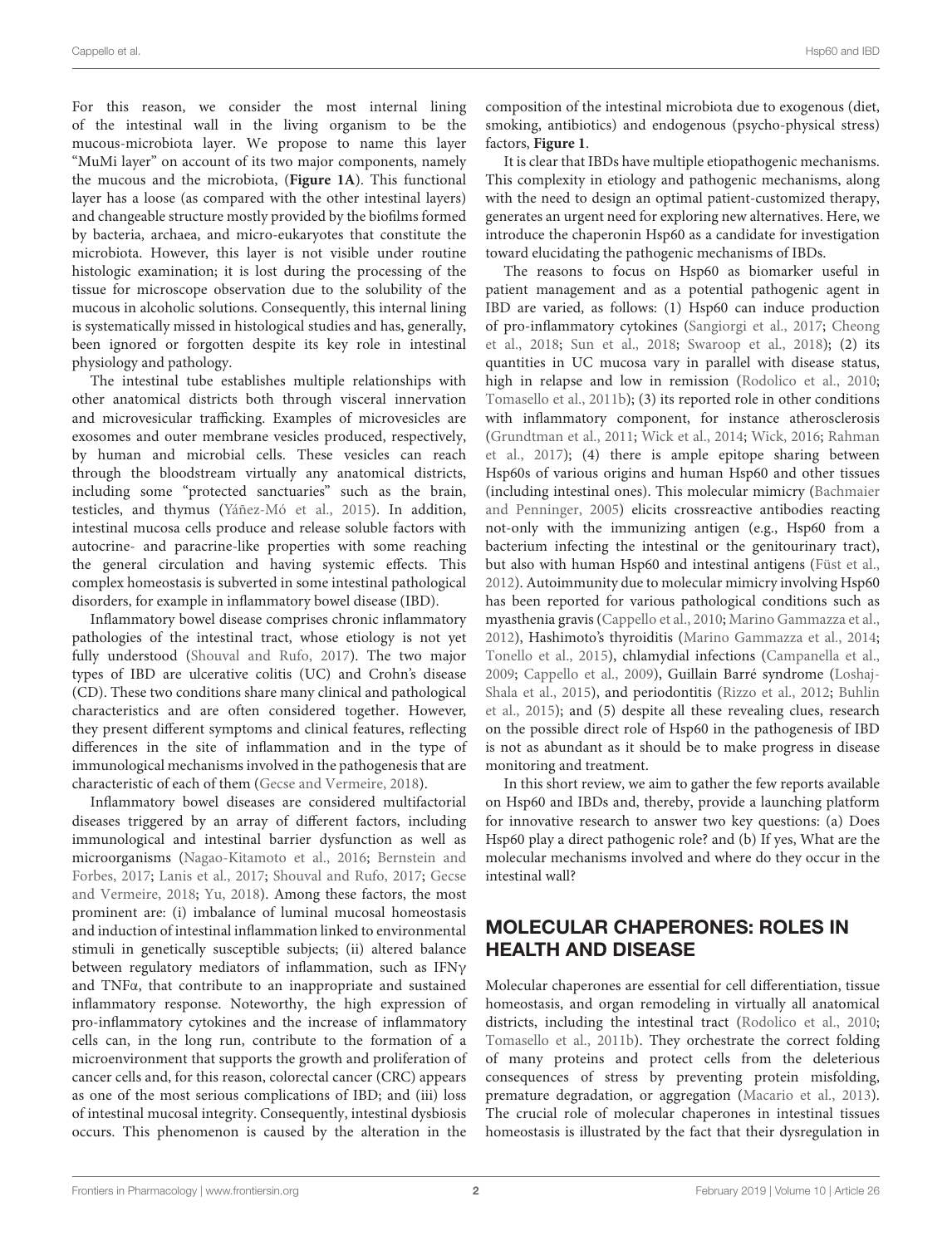For this reason, we consider the most internal lining of the intestinal wall in the living organism to be the mucous-microbiota layer. We propose to name this layer "MuMi layer" on account of its two major components, namely the mucous and the microbiota, (**Figure 1A**). This functional layer has a loose (as compared with the other intestinal layers) and changeable structure mostly provided by the biofilms formed by bacteria, archaea, and micro-eukaryotes that constitute the microbiota. However, this layer is not visible under routine histologic examination; it is lost during the processing of the tissue for microscope observation due to the solubility of the mucous in alcoholic solutions. Consequently, this internal lining is systematically missed in histological studies and has, generally, been ignored or forgotten despite its key role in intestinal physiology and pathology.

The intestinal tube establishes multiple relationships with other anatomical districts both through visceral innervation and microvesicular trafficking. Examples of microvesicles are exosomes and outer membrane vesicles produced, respectively, by human and microbial cells. These vesicles can reach through the bloodstream virtually any anatomical districts, including some "protected sanctuaries" such as the brain, testicles, and thymus (Yáñez-Mó et al., 2015). In addition, intestinal mucosa cells produce and release soluble factors with autocrine- and paracrine-like properties with some reaching the general circulation and having systemic effects. This complex homeostasis is subverted in some intestinal pathological disorders, for example in inflammatory bowel disease (IBD).

Inflammatory bowel disease comprises chronic inflammatory pathologies of the intestinal tract, whose etiology is not yet fully understood (Shouval and Rufo, 2017). The two major types of IBD are ulcerative colitis (UC) and Crohn's disease (CD). These two conditions share many clinical and pathological characteristics and are often considered together. However, they present different symptoms and clinical features, reflecting differences in the site of inflammation and in the type of immunological mechanisms involved in the pathogenesis that are characteristic of each of them (Gecse and Vermeire, 2018).

Inflammatory bowel diseases are considered multifactorial diseases triggered by an array of different factors, including immunological and intestinal barrier dysfunction as well as microorganisms (Nagao-Kitamoto et al., 2016; Bernstein and Forbes, 2017; Lanis et al., 2017; Shouval and Rufo, 2017; Gecse and Vermeire, 2018; Yu, 2018). Among these factors, the most prominent are: (i) imbalance of luminal mucosal homeostasis and induction of intestinal inflammation linked to environmental stimuli in genetically susceptible subjects; (ii) altered balance between regulatory mediators of inflammation, such as IFNγ and TNFα, that contribute to an inappropriate and sustained inflammatory response. Noteworthy, the high expression of pro-inflammatory cytokines and the increase of inflammatory cells can, in the long run, contribute to the formation of a microenvironment that supports the growth and proliferation of cancer cells and, for this reason, colorectal cancer (CRC) appears as one of the most serious complications of IBD; and (iii) loss of intestinal mucosal integrity. Consequently, intestinal dysbiosis occurs. This phenomenon is caused by the alteration in the composition of the intestinal microbiota due to exogenous (diet, smoking, antibiotics) and endogenous (psycho-physical stress) factors, **Figure 1**.

It is clear that IBDs have multiple etiopathogenic mechanisms. This complexity in etiology and pathogenic mechanisms, along with the need to design an optimal patient-customized therapy, generates an urgent need for exploring new alternatives. Here, we introduce the chaperonin Hsp60 as a candidate for investigation toward elucidating the pathogenic mechanisms of IBDs.

The reasons to focus on Hsp60 as biomarker useful in patient management and as a potential pathogenic agent in IBD are varied, as follows: (1) Hsp60 can induce production of pro-inflammatory cytokines (Sangiorgi et al., 2017; Cheong et al., 2018; Sun et al., 2018; Swaroop et al., 2018); (2) its quantities in UC mucosa vary in parallel with disease status, high in relapse and low in remission (Rodolico et al., 2010; Tomasello et al., 2011b); (3) its reported role in other conditions with inflammatory component, for instance atherosclerosis (Grundtman et al., 2011; Wick et al., 2014; Wick, 2016; Rahman et al., 2017); (4) there is ample epitope sharing between Hsp60s of various origins and human Hsp60 and other tissues (including intestinal ones). This molecular mimicry (Bachmaier and Penninger, 2005) elicits crossreactive antibodies reacting not-only with the immunizing antigen (e.g., Hsp60 from a bacterium infecting the intestinal or the genitourinary tract), but also with human Hsp60 and intestinal antigens (Füst et al., 2012). Autoimmunity due to molecular mimicry involving Hsp60 has been reported for various pathological conditions such as myasthenia gravis (Cappello et al., 2010; Marino Gammazza et al., 2012), Hashimoto's thyroiditis (Marino Gammazza et al., 2014; Tonello et al., 2015), chlamydial infections (Campanella et al., 2009; Cappello et al., 2009), Guillain Barré syndrome (Loshaj-Shala et al., 2015), and periodontitis (Rizzo et al., 2012; Buhlin et al., 2015); and (5) despite all these revealing clues, research on the possible direct role of Hsp60 in the pathogenesis of IBD is not as abundant as it should be to make progress in disease monitoring and treatment.

In this short review, we aim to gather the few reports available on Hsp60 and IBDs and, thereby, provide a launching platform for innovative research to answer two key questions: (a) Does Hsp60 play a direct pathogenic role? and (b) If yes, What are the molecular mechanisms involved and where do they occur in the intestinal wall?

## MOLECULAR CHAPERONES: ROLES IN HEALTH AND DISEASE

Molecular chaperones are essential for cell differentiation, tissue homeostasis, and organ remodeling in virtually all anatomical districts, including the intestinal tract (Rodolico et al., 2010; Tomasello et al., 2011b). They orchestrate the correct folding of many proteins and protect cells from the deleterious consequences of stress by preventing protein misfolding, premature degradation, or aggregation (Macario et al., 2013). The crucial role of molecular chaperones in intestinal tissues homeostasis is illustrated by the fact that their dysregulation in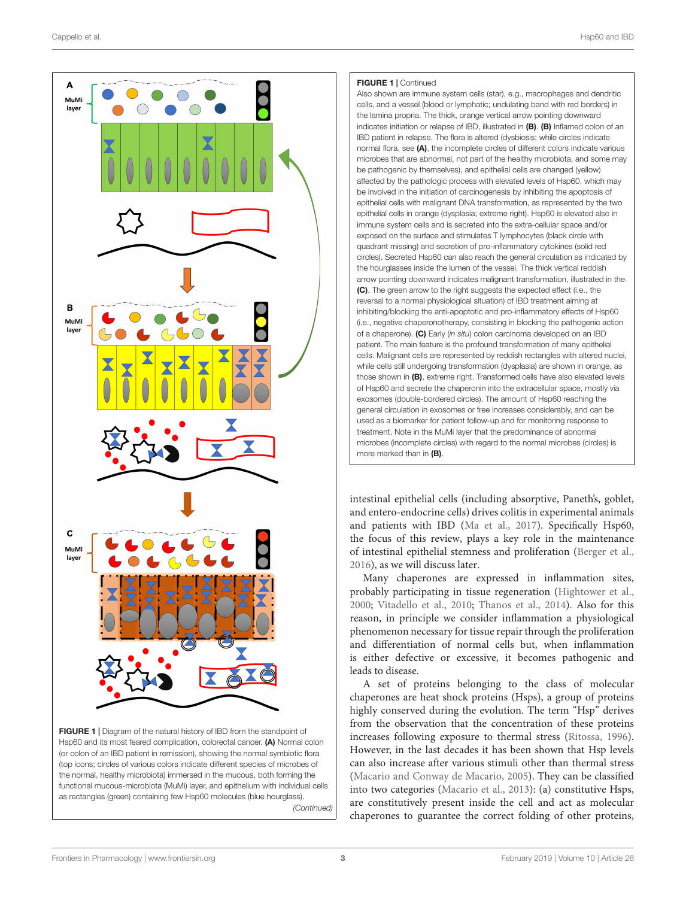A

MuMi layer

B

MuMi layer

C

MuMi layer

**FIGURE 1** | Diagram of the natural history of IBD from the standpoint of Hsp60 and its most feared complication, colorectal cancer. **(A)** Normal colon (or colon of an IBD patient in remission), showing the normal symbiotic flora (top icons; circles of various colors indicate different species of microbes of the normal, healthy microbiota) immersed in the mucous, both forming the functional mucous-microbiota (MuMi) layer, and epithelium with individual cells as rectangles (green) containing few Hsp60 molecules (blue hourglass). Also shown are immune system cells (star), e.g., macrophages and dendritic cells, and a vessel (blood or lymphatic; undulating band with red borders) in the lamina propria. The thick, orange vertical arrow pointing downward indicates initiation or relapse of IBD, illustrated in **(B)**. **(B)** Inflamed colon of an IBD patient in relapse. The flora is altered (dysbiosis; while circles indicate normal flora, see **(A)**, the incomplete circles of different colors indicate various microbes that are abnormal, not part of the healthy microbiota, and some may be pathogenic by themselves), and epithelial cells are changed (yellow) affected by the pathologic process with elevated levels of Hsp60, which may be involved in the initiation of carcinogenesis by inhibiting the apoptosis of epithelial cells with malignant DNA transformation, as represented by the two epithelial cells in orange (dysplasia; extreme right). Hsp60 is elevated also in immune system cells and is secreted into the extra-cellular space and/or exposed on the surface and stimulates T lymphocytes (black circle with quadrant missing) and secretion of pro-inflammatory cytokines (solid red circles). Secreted Hsp60 can also reach the general circulation as indicated by the hourglasses inside the lumen of the vessel. The thick vertical reddish arrow pointing downward indicates malignant transformation, illustrated in the **(C)**. The green arrow to the right suggests the expected effect (i.e., the reversal to a normal physiological situation) of IBD treatment aiming at inhibiting/blocking the anti-apoptotic and pro-inflammatory effects of Hsp60 (i.e., negative chaperonotherapy, consisting in blocking the pathogenic action of a chaperone). **(C)** Early (*in situ*) colon carcinoma developed on an IBD patient. The main feature is the profound transformation of many epithelial cells. Malignant cells are represented by reddish rectangles with altered nuclei, while cells still undergoing transformation (dysplasia) are shown in orange, as those shown in **(B)**, extreme right. Transformed cells have also elevated levels of Hsp60 and secrete the chaperonin into the extracellular space, mostly via exosomes (double-bordered circles). The amount of Hsp60 reaching the general circulation in exosomes or free increases considerably, and can be used as a biomarker for patient follow-up and for monitoring response to treatment. Note in the MuMi layer that the predominance of abnormal microbes (incomplete circles) with regard to the normal microbes (circles) is more marked than in **(B)**.

intestinal epithelial cells (including absorptive, Paneth's, goblet, and entero-endocrine cells) drives colitis in experimental animals and patients with IBD (Ma et al., 2017). Specifically Hsp60, the focus of this review, plays a key role in the maintenance of intestinal epithelial stemness and proliferation (Berger et al., 2016), as we will discuss later.

Many chaperones are expressed in inflammation sites, probably participating in tissue regeneration (Hightower et al., 2000; Vitadello et al., 2010; Thanos et al., 2014). Also for this reason, in principle we consider inflammation a physiological phenomenon necessary for tissue repair through the proliferation and differentiation of normal cells but, when inflammation is either defective or excessive, it becomes pathogenic and leads to disease.

A set of proteins belonging to the class of molecular chaperones are heat shock proteins (Hsps), a group of proteins highly conserved during the evolution. The term "Hsp" derives from the observation that the concentration of these proteins increases following exposure to thermal stress (Ritossa, 1996). However, in the last decades it has been shown that Hsp levels can also increase after various stimuli other than thermal stress (Macario and Conway de Macario, 2005). They can be classified into two categories (Macario et al., 2013): (a) constitutive Hsps, are constitutively present inside the cell and act as molecular chaperones to guarantee the correct folding of other proteins,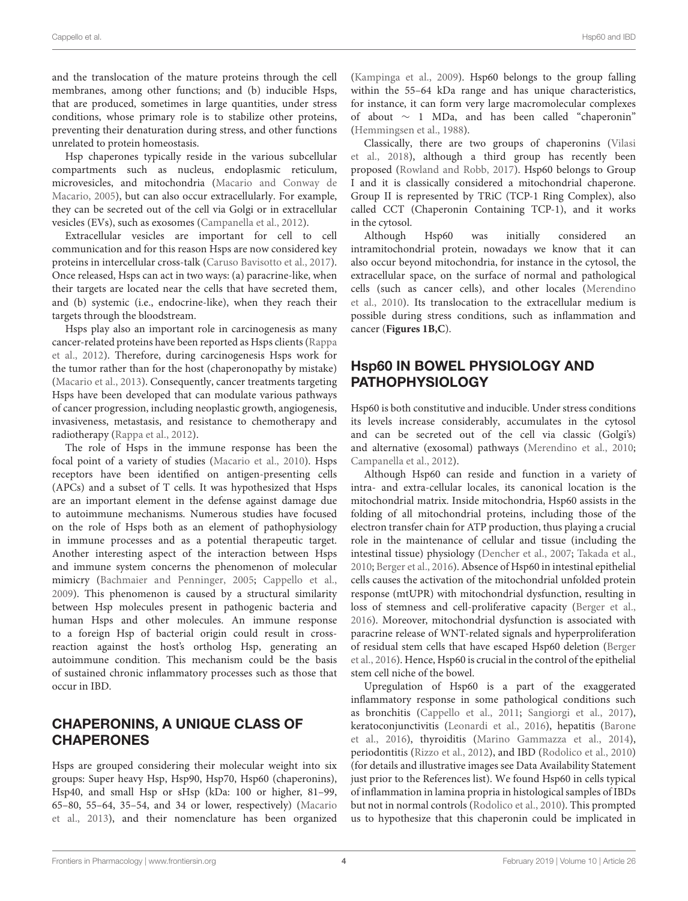and the translocation of the mature proteins through the cell membranes, among other functions; and (b) inducible Hsps, that are produced, sometimes in large quantities, under stress conditions, whose primary role is to stabilize other proteins, preventing their denaturation during stress, and other functions unrelated to protein homeostasis.

Hsp chaperones typically reside in the various subcellular compartments such as nucleus, endoplasmic reticulum, microvesicles, and mitochondria (Macario and Conway de Macario, 2005), but can also occur extracellularly. For example, they can be secreted out of the cell via Golgi or in extracellular vesicles (EVs), such as exosomes (Campanella et al., 2012).

Extracellular vesicles are important for cell to cell communication and for this reason Hsps are now considered key proteins in intercellular cross-talk (Caruso Bavisotto et al., 2017). Once released, Hsps can act in two ways: (a) paracrine-like, when their targets are located near the cells that have secreted them, and (b) systemic (i.e., endocrine-like), when they reach their targets through the bloodstream.

Hsps play also an important role in carcinogenesis as many cancer-related proteins have been reported as Hsps clients (Rappa et al., 2012). Therefore, during carcinogenesis Hsps work for the tumor rather than for the host (chaperonopathy by mistake) (Macario et al., 2013). Consequently, cancer treatments targeting Hsps have been developed that can modulate various pathways of cancer progression, including neoplastic growth, angiogenesis, invasiveness, metastasis, and resistance to chemotherapy and radiotherapy (Rappa et al., 2012).

The role of Hsps in the immune response has been the focal point of a variety of studies (Macario et al., 2010). Hsps receptors have been identified on antigen-presenting cells (APCs) and a subset of T cells. It was hypothesized that Hsps are an important element in the defense against damage due to autoimmune mechanisms. Numerous studies have focused on the role of Hsps both as an element of pathophysiology in immune processes and as a potential therapeutic target. Another interesting aspect of the interaction between Hsps and immune system concerns the phenomenon of molecular mimicry (Bachmaier and Penninger, 2005; Cappello et al., 2009). This phenomenon is caused by a structural similarity between Hsp molecules present in pathogenic bacteria and human Hsps and other molecules. An immune response to a foreign Hsp of bacterial origin could result in cross-reaction against the host's ortholog Hsp, generating an autoimmune condition. This mechanism could be the basis of sustained chronic inflammatory processes such as those that occur in IBD.

## CHAPERONINS, A UNIQUE CLASS OF CHAPERONES

Hsps are grouped considering their molecular weight into six groups: Super heavy Hsp, Hsp90, Hsp70, Hsp60 (chaperonins), Hsp40, and small Hsp or sHsp (kDa: 100 or higher, 81–99, 65–80, 55–64, 35–54, and 34 or lower, respectively) (Macario et al., 2013), and their nomenclature has been organized (Kampinga et al., 2009). Hsp60 belongs to the group falling within the 55–64 kDa range and has unique characteristics, for instance, it can form very large macromolecular complexes of about $\sim$ 1 MDa, and has been called "chaperonin" (Hemmingsen et al., 1988).

Classically, there are two groups of chaperonins (Vilasi et al., 2018), although a third group has recently been proposed (Rowland and Robb, 2017). Hsp60 belongs to Group I and it is classically considered a mitochondrial chaperone. Group II is represented by TRiC (TCP-1 Ring Complex), also called CCT (Chaperonin Containing TCP-1), and it works in the cytosol.

Although Hsp60 was initially considered an intramitochondrial protein, nowadays we know that it can also occur beyond mitochondria, for instance in the cytosol, the extracellular space, on the surface of normal and pathological cells (such as cancer cells), and other locales (Merendino et al., 2010). Its translocation to the extracellular medium is possible during stress conditions, such as inflammation and cancer (**Figures 1B,C**).

## Hsp60 IN BOWEL PHYSIOLOGY AND PATHOPHYSIOLOGY

Hsp60 is both constitutive and inducible. Under stress conditions its levels increase considerably, accumulates in the cytosol and can be secreted out of the cell via classic (Golgi's) and alternative (exosomal) pathways (Merendino et al., 2010; Campanella et al., 2012).

Although Hsp60 can reside and function in a variety of intra- and extra-cellular locales, its canonical location is the mitochondrial matrix. Inside mitochondria, Hsp60 assists in the folding of all mitochondrial proteins, including those of the electron transfer chain for ATP production, thus playing a crucial role in the maintenance of cellular and tissue (including the intestinal tissue) physiology (Dencher et al., 2007; Takada et al., 2010; Berger et al., 2016). Absence of Hsp60 in intestinal epithelial cells causes the activation of the mitochondrial unfolded protein response (mtUPR) with mitochondrial dysfunction, resulting in loss of stemness and cell-proliferative capacity (Berger et al., 2016). Moreover, mitochondrial dysfunction is associated with paracrine release of WNT-related signals and hyperproliferation of residual stem cells that have escaped Hsp60 deletion (Berger et al., 2016). Hence, Hsp60 is crucial in the control of the epithelial stem cell niche of the bowel.

Upregulation of Hsp60 is a part of the exaggerated inflammatory response in some pathological conditions such as bronchitis (Cappello et al., 2011; Sangiorgi et al., 2017), keratoconjunctivitis (Leonardi et al., 2016), hepatitis (Barone et al., 2016), thyroiditis (Marino Gammazza et al., 2014), periodontitis (Rizzo et al., 2012), and IBD (Rodolico et al., 2010) (for details and illustrative images see Data Availability Statement just prior to the References list). We found Hsp60 in cells typical of inflammation in lamina propria in histological samples of IBDs but not in normal controls (Rodolico et al., 2010). This prompted us to hypothesize that this chaperonin could be implicated in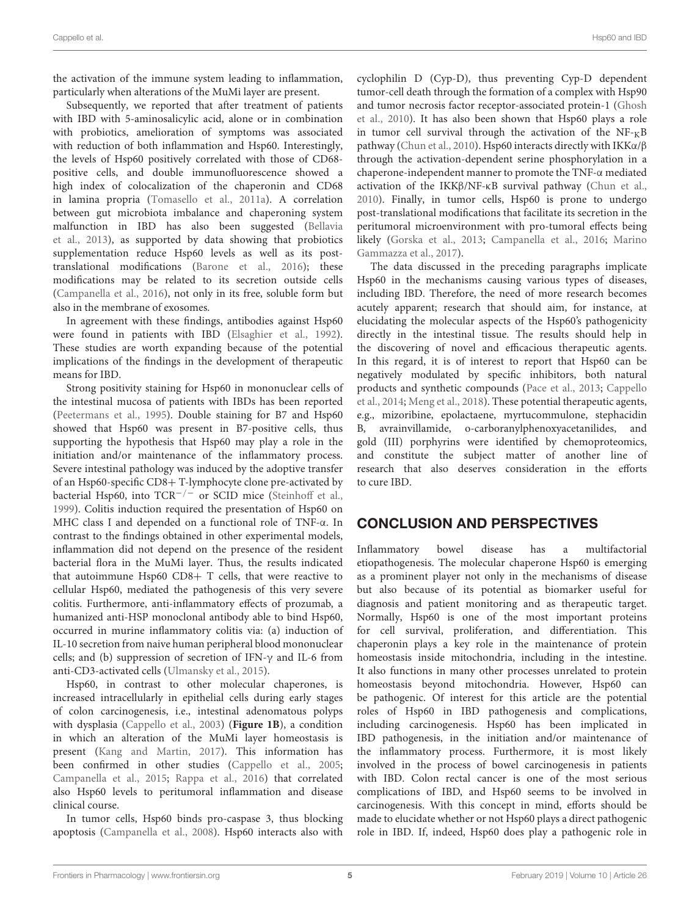the activation of the immune system leading to inflammation, particularly when alterations of the MuMi layer are present.

Subsequently, we reported that after treatment of patients with IBD with 5-aminosalicylic acid, alone or in combination with probiotics, amelioration of symptoms was associated with reduction of both inflammation and Hsp60. Interestingly, the levels of Hsp60 positively correlated with those of CD68-positive cells, and double immunofluorescence showed a high index of colocalization of the chaperonin and CD68 in lamina propria (Tomasello et al., 2011a). A correlation between gut microbiota imbalance and chaperoning system malfunction in IBD has also been suggested (Bellavia et al., 2013), as supported by data showing that probiotics supplementation reduce Hsp60 levels as well as its post-translational modifications (Barone et al., 2016); these modifications may be related to its secretion outside cells (Campanella et al., 2016), not only in its free, soluble form but also in the membrane of exosomes.

In agreement with these findings, antibodies against Hsp60 were found in patients with IBD (Elsaghier et al., 1992). These studies are worth expanding because of the potential implications of the findings in the development of therapeutic means for IBD.

Strong positivity staining for Hsp60 in mononuclear cells of the intestinal mucosa of patients with IBDs has been reported (Peetermans et al., 1995). Double staining for B7 and Hsp60 showed that Hsp60 was present in B7-positive cells, thus supporting the hypothesis that Hsp60 may play a role in the initiation and/or maintenance of the inflammatory process. Severe intestinal pathology was induced by the adoptive transfer of an Hsp60-specific CD8+ T-lymphocyte clone pre-activated by bacterial Hsp60, into $TCR^{-/-}$ or SCID mice (Steinhoff et al., 1999). Colitis induction required the presentation of Hsp60 on MHC class I and depended on a functional role of TNF-α. In contrast to the findings obtained in other experimental models, inflammation did not depend on the presence of the resident bacterial flora in the MuMi layer. Thus, the results indicated that autoimmune Hsp60 CD8+ T cells, that were reactive to cellular Hsp60, mediated the pathogenesis of this very severe colitis. Furthermore, anti-inflammatory effects of prozumab, a humanized anti-HSP monoclonal antibody able to bind Hsp60, occurred in murine inflammatory colitis via: (a) induction of IL-10 secretion from naive human peripheral blood mononuclear cells; and (b) suppression of secretion of IFN-γ and IL-6 from anti-CD3-activated cells (Ulmansky et al., 2015).

Hsp60, in contrast to other molecular chaperones, is increased intracellularly in epithelial cells during early stages of colon carcinogenesis, i.e., intestinal adenomatous polyps with dysplasia (Cappello et al., 2003) (**Figure 1B**), a condition in which an alteration of the MuMi layer homeostasis is present (Kang and Martin, 2017). This information has been confirmed in other studies (Cappello et al., 2005; Campanella et al., 2015; Rappa et al., 2016) that correlated also Hsp60 levels to peritumoral inflammation and disease clinical course.

In tumor cells, Hsp60 binds pro-caspase 3, thus blocking apoptosis (Campanella et al., 2008). Hsp60 interacts also with cyclophilin D (Cyp-D), thus preventing Cyp-D dependent tumor-cell death through the formation of a complex with Hsp90 and tumor necrosis factor receptor-associated protein-1 (Ghosh et al., 2010). It has also been shown that Hsp60 plays a role in tumor cell survival through the activation of the NF-κB pathway (Chun et al., 2010). Hsp60 interacts directly with IKKα/β through the activation-dependent serine phosphorylation in a chaperone-independent manner to promote the TNF-α mediated activation of the IKKβ/NF-κB survival pathway (Chun et al., 2010). Finally, in tumor cells, Hsp60 is prone to undergo post-translational modifications that facilitate its secretion in the peritumoral microenvironment with pro-tumoral effects being likely (Gorska et al., 2013; Campanella et al., 2016; Marino Gammazza et al., 2017).

The data discussed in the preceding paragraphs implicate Hsp60 in the mechanisms causing various types of diseases, including IBD. Therefore, the need of more research becomes acutely apparent; research that should aim, for instance, at elucidating the molecular aspects of the Hsp60's pathogenicity directly in the intestinal tissue. The results should help in the discovering of novel and efficacious therapeutic agents. In this regard, it is of interest to report that Hsp60 can be negatively modulated by specific inhibitors, both natural products and synthetic compounds (Pace et al., 2013; Cappello et al., 2014; Meng et al., 2018). These potential therapeutic agents, e.g., mizoribine, epolactaene, myrtucommulone, stephacidin B, avrainvillamide, o-carboranylphenoxyacetanilides, and gold (III) porphyrins were identified by chemoproteomics, and constitute the subject matter of another line of research that also deserves consideration in the efforts to cure IBD.

## CONCLUSION AND PERSPECTIVES

Inflammatory bowel disease has a multifactorial etiopathogenesis. The molecular chaperone Hsp60 is emerging as a prominent player not only in the mechanisms of disease but also because of its potential as biomarker useful for diagnosis and patient monitoring and as therapeutic target. Normally, Hsp60 is one of the most important proteins for cell survival, proliferation, and differentiation. This chaperonin plays a key role in the maintenance of protein homeostasis inside mitochondria, including in the intestine. It also functions in many other processes unrelated to protein homeostasis beyond mitochondria. However, Hsp60 can be pathogenic. Of interest for this article are the potential roles of Hsp60 in IBD pathogenesis and complications, including carcinogenesis. Hsp60 has been implicated in IBD pathogenesis, in the initiation and/or maintenance of the inflammatory process. Furthermore, it is most likely involved in the process of bowel carcinogenesis in patients with IBD. Colon rectal cancer is one of the most serious complications of IBD, and Hsp60 seems to be involved in carcinogenesis. With this concept in mind, efforts should be made to elucidate whether or not Hsp60 plays a direct pathogenic role in IBD. If, indeed, Hsp60 does play a pathogenic role in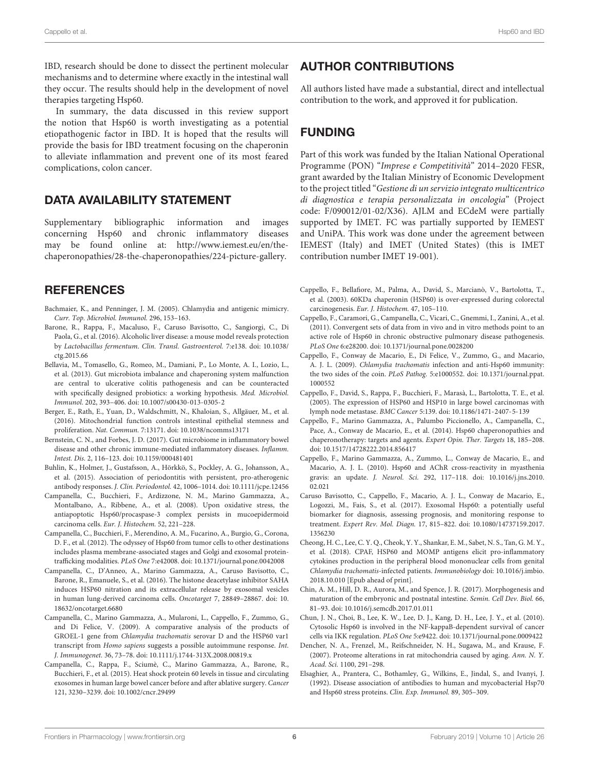IBD, research should be done to dissect the pertinent molecular mechanisms and to determine where exactly in the intestinal wall they occur. The results should help in the development of novel therapies targeting Hsp60.

In summary, the data discussed in this review support the notion that Hsp60 is worth investigating as a potential etiopathogenic factor in IBD. It is hoped that the results will provide the basis for IBD treatment focusing on the chaperonin to alleviate inflammation and prevent one of its most feared complications, colon cancer.

## DATA AVAILABILITY STATEMENT

Supplementary bibliographic information and images concerning Hsp60 and chronic inflammatory diseases may be found online at: http://www.iemest.eu/en/the-chaperonopathies/28-the-chaperonopathies/224-picture-gallery.

## AUTHOR CONTRIBUTIONS

All authors listed have made a substantial, direct and intellectual contribution to the work, and approved it for publication.

## FUNDING

Part of this work was funded by the Italian National Operational Programme (PON) "*Imprese e Competitività*" 2014–2020 FESR, grant awarded by the Italian Ministry of Economic Development to the project titled "*Gestione di un servizio integrato multicentrico di diagnostica e terapia personalizzata in oncologia*" (Project code: F/090012/01-02/X36). AJLM and ECdeM were partially supported by IMET. FC was partially supported by IEMEST and UniPA. This work was done under the agreement between IEMEST (Italy) and IMET (United States) (this is IMET contribution number IMET 19-001).

## REFERENCES

Bachmaier, K., and Penninger, J. M. (2005). Chlamydia and antigenic mimicry. *Curr. Top. Microbiol. Immunol.* 296, 153–163.

Barone, R., Rappa, F., Macaluso, F., Caruso Bavisotto, C., Sangiorgi, C., Di Paola, G., et al. (2016). Alcoholic liver disease: a mouse model reveals protection by *Lactobacillus fermentum*. *Clin. Transl. Gastroenterol.* 7:e138. doi: 10.1038/ctg.2015.66

Bellavia, M., Tomasello, G., Romeo, M., Damiani, P., Lo Monte, A. I., Lozio, L., et al. (2013). Gut microbiota imbalance and chaperoning system malfunction are central to ulcerative colitis pathogenesis and can be counteracted with specifically designed probiotics: a working hypothesis. *Med. Microbiol. Immunol.* 202, 393–406. doi: 10.1007/s00430-013-0305-2

Berger, E., Rath, E., Yuan, D., Waldschmitt, N., Khaloian, S., Allgäuer, M., et al. (2016). Mitochondrial function controls intestinal epithelial stemness and proliferation. *Nat. Commun.* 7:13171. doi: 10.1038/ncomms13171

Bernstein, C. N., and Forbes, J. D. (2017). Gut microbiome in inflammatory bowel disease and other chronic immune-mediated inflammatory diseases. *Inflamm. Intest. Dis.* 2, 116–123. doi: 10.1159/000481401

Buhlin, K., Holmer, J., Gustafsson, A., Hörkkö, S., Pockley, A. G., Johansson, A., et al. (2015). Association of periodontitis with persistent, pro-atherogenic antibody responses. *J. Clin. Periodontol.* 42, 1006–1014. doi: 10.1111/jcpe.12456

Campanella, C., Bucchieri, F., Ardizzone, N. M., Marino Gammazza, A., Montalbano, A., Ribbene, A., et al. (2008). Upon oxidative stress, the antiapoptotic Hsp60/procaspase-3 complex persists in mucoepidermoid carcinoma cells. *Eur. J. Histochem.* 52, 221–228.

Campanella, C., Bucchieri, F., Merendino, A. M., Fucarino, A., Burgio, G., Corona, D. F., et al. (2012). The odyssey of Hsp60 from tumor cells to other destinations includes plasma membrane-associated stages and Golgi and exosomal protein-trafficking modalities. *PLoS One* 7:e42008. doi: 10.1371/journal.pone.0042008

Campanella, C., D'Anneo, A., Marino Gammazza, A., Caruso Bavisotto, C., Barone, R., Emanuele, S., et al. (2016). The histone deacetylase inhibitor SAHA induces HSP60 nitration and its extracellular release by exosomal vesicles in human lung-derived carcinoma cells. *Oncotarget* 7, 28849–28867. doi: 10.18632/oncotarget.6680

Campanella, C., Marino Gammazza, A., Mularoni, L., Cappello, F., Zummo, G., and Di Felice, V. (2009). A comparative analysis of the products of GROEL-1 gene from *Chlamydia trachomatis* serovar D and the HSP60 var1 transcript from *Homo sapiens* suggests a possible autoimmune response. *Int. J. Immunogenet.* 36, 73–78. doi: 10.1111/j.1744-313X.2008.00819.x

Campanella, C., Rappa, F., Sciumè, C., Marino Gammazza, A., Barone, R., Bucchieri, F., et al. (2015). Heat shock protein 60 levels in tissue and circulating exosomes in human large bowel cancer before and after ablative surgery. *Cancer* 121, 3230–3239. doi: 10.1002/cncr.29499

Cappello, F., Bellafiore, M., Palma, A., David, S., Marcianò, V., Bartolotta, T., et al. (2003). 60KDa chaperonin (HSP60) is over-expressed during colorectal carcinogenesis. *Eur. J. Histochem.* 47, 105–110.

Cappello, F., Caramori, G., Campanella, C., Vicari, C., Gnemmi, I., Zanini, A., et al. (2011). Convergent sets of data from in vivo and in vitro methods point to an active role of Hsp60 in chronic obstructive pulmonary disease pathogenesis. *PLoS One* 6:e28200. doi: 10.1371/journal.pone.0028200

Cappello, F., Conway de Macario, E., Di Felice, V., Zummo, G., and Macario, A. J. L. (2009). *Chlamydia trachomatis* infection and anti-Hsp60 immunity: the two sides of the coin. *PLoS Pathog.* 5:e1000552. doi: 10.1371/journal.ppat.1000552

Cappello, F., David, S., Rappa, F., Bucchieri, F., Marasà, L., Bartolotta, T. E., et al. (2005). The expression of HSP60 and HSP10 in large bowel carcinomas with lymph node metastase. *BMC Cancer* 5:139. doi: 10.1186/1471-2407-5-139

Cappello, F., Marino Gammazza, A., Palumbo Piccionello, A., Campanella, C., Pace, A., Conway de Macario, E., et al. (2014). Hsp60 chaperonopathies and chaperonotherapy: targets and agents. *Expert Opin. Ther. Targets* 18, 185–208. doi: 10.1517/14728222.2014.856417

Cappello, F., Marino Gammazza, A., Zummo, L., Conway de Macario, E., and Macario, A. J. L. (2010). Hsp60 and AChR cross-reactivity in myasthenia gravis: an update. *J. Neurol. Sci.* 292, 117–118. doi: 10.1016/j.jns.2010.02.021

Caruso Bavisotto, C., Cappello, F., Macario, A. J. L., Conway de Macario, E., Logozzi, M., Fais, S., et al. (2017). Exosomal Hsp60: a potentially useful biomarker for diagnosis, assessing prognosis, and monitoring response to treatment. *Expert Rev. Mol. Diagn.* 17, 815–822. doi: 10.1080/14737159.2017.1356230

Cheong, H. C., Lee, C. Y. Q., Cheok, Y. Y., Shankar, E. M., Sabet, N. S., Tan, G. M. Y., et al. (2018). CPAF, HSP60 and MOMP antigens elicit pro-inflammatory cytokines production in the peripheral blood mononuclear cells from genital *Chlamydia trachomatis*-infected patients. *Immunobiology* doi: 10.1016/j.imbio.2018.10.010 [Epub ahead of print].

Chin, A. M., Hill, D. R., Aurora, M., and Spence, J. R. (2017). Morphogenesis and maturation of the embryonic and postnatal intestine. *Semin. Cell Dev. Biol.* 66, 81–93. doi: 10.1016/j.semcdb.2017.01.011

Chun, J. N., Choi, B., Lee, K. W., Lee, D. J., Kang, D. H., Lee, J. Y., et al. (2010). Cytosolic Hsp60 is involved in the NF-kappaB-dependent survival of cancer cells via IKK regulation. *PLoS One* 5:e9422. doi: 10.1371/journal.pone.0009422

Dencher, N. A., Frenzel, M., Reifschneider, N. H., Sugawa, M., and Krause, F. (2007). Proteome alterations in rat mitochondria caused by aging. *Ann. N. Y. Acad. Sci.* 1100, 291–298.

Elsaghier, A., Prantera, C., Bothamley, G., Wilkins, E., Jindal, S., and Ivanyi, J. (1992). Disease association of antibodies to human and mycobacterial Hsp70 and Hsp60 stress proteins. *Clin. Exp. Immunol.* 89, 305–309.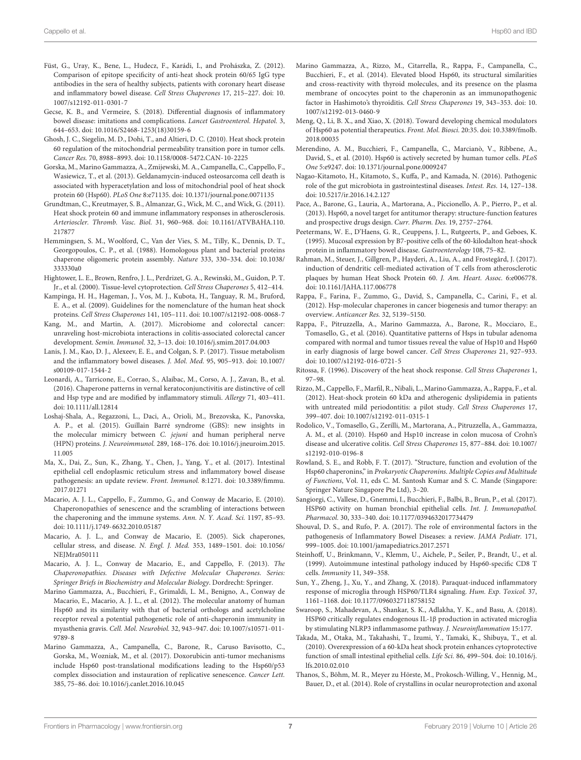Füst, G., Uray, K., Bene, L., Hudecz, F., Karádi, I., and Prohászka, Z. (2012). Comparison of epitope specificity of anti-heat shock protein 60/65 IgG type antibodies in the sera of healthy subjects, patients with coronary heart disease and inflammatory bowel disease. *Cell Stress Chaperones* 17, 215–227. doi: 10.1007/s12192-011-0301-7

Gecse, K. B., and Vermeire, S. (2018). Differential diagnosis of inflammatory bowel disease: imitations and complications. *Lancet Gastroenterol. Hepatol.* 3, 644–653. doi: 10.1016/S2468-1253(18)30159-6

Ghosh, J. C., Siegelin, M. D., Dohi, T., and Altieri, D. C. (2010). Heat shock protein 60 regulation of the mitochondrial permeability transition pore in tumor cells. *Cancer Res.* 70, 8988–8993. doi: 10.1158/0008-5472.CAN-10-2225

Gorska, M., Marino Gammazza, A., Zmijewski, M. A., Campanella, C., Cappello, F., Wasiewicz, T., et al. (2013). Geldanamycin-induced osteosarcoma cell death is associated with hyperacetylation and loss of mitochondrial pool of heat shock protein 60 (Hsp60). *PLoS One* 8:e71135. doi: 10.1371/journal.pone.0071135

Grundtman, C., Kreutmayer, S. B., Almanzar, G., Wick, M. C., and Wick, G. (2011). Heat shock protein 60 and immune inflammatory responses in atherosclerosis. *Arterioscler. Thromb. Vasc. Biol.* 31, 960–968. doi: 10.1161/ATVBAHA.110.217877

Hemmingsen, S. M., Woolford, C., Van der Vies, S. M., Tilly, K., Dennis, D. T., Georgopoulos, C. P., et al. (1988). Homologous plant and bacterial proteins chaperone oligomeric protein assembly. *Nature* 333, 330–334. doi: 10.1038/333330a0

Hightower, L. E., Brown, Renfro, J. L., Perdrizet, G. A., Rewinski, M., Guidon, P. T. Jr., et al. (2000). Tissue-level cytoprotection. *Cell Stress Chaperones* 5, 412–414.

Kampinga, H. H., Hageman, J., Vos, M. J., Kubota, H., Tanguay, R. M., Bruford, E. A., et al. (2009). Guidelines for the nomenclature of the human heat shock proteins. *Cell Stress Chaperones* 141, 105–111. doi: 10.1007/s12192-008-0068-7

Kang, M., and Martin, A. (2017). Microbiome and colorectal cancer: unraveling host-microbiota interactions in colitis-associated colorectal cancer development. *Semin. Immunol.* 32, 3–13. doi: 10.1016/j.smim.2017.04.003

Lanis, J. M., Kao, D. J., Alexeev, E. E., and Colgan, S. P. (2017). Tissue metabolism and the inflammatory bowel diseases. *J. Mol. Med.* 95, 905–913. doi: 10.1007/s00109-017-1544-2

Leonardi, A., Tarricone, E., Corrao, S., Alaibac, M., Corso, A. J., Zavan, B., et al. (2016). Chaperone patterns in vernal keratoconjunctivitis are distinctive of cell and Hsp type and are modified by inflammatory stimuli. *Allergy* 71, 403–411. doi: 10.1111/all.12814

Loshaj-Shala, A., Regazzoni, L., Daci, A., Orioli, M., Brezovska, K., Panovska, A. P., et al. (2015). Guillain Barré syndrome (GBS): new insights in the molecular mimicry between *C. jejuni* and human peripheral nerve (HPN) proteins. *J. Neuroimmunol.* 289, 168–176. doi: 10.1016/j.jneuroim.2015.11.005

Ma, X., Dai, Z., Sun, K., Zhang, Y., Chen, J., Yang, Y., et al. (2017). Intestinal epithelial cell endoplasmic reticulum stress and inflammatory bowel disease pathogenesis: an update review. *Front. Immunol.* 8:1271. doi: 10.3389/fimmu.2017.01271

Macario, A. J. L., Cappello, F., Zummo, G., and Conway de Macario, E. (2010). Chaperonopathies of senescence and the scrambling of interactions between the chaperoning and the immune systems. *Ann. N. Y. Acad. Sci.* 1197, 85–93. doi: 10.1111/j.1749-6632.2010.05187

Macario, A. J. L., and Conway de Macario, E. (2005). Sick chaperones, cellular stress, and disease. *N. Engl. J. Med.* 353, 1489–1501. doi: 10.1056/NEJMra050111

Macario, A. J. L., Conway de Macario, E., and Cappello, F. (2013). *The Chaperonopathies. Diseases with Defective Molecular Chaperones. Series: Springer Briefs in Biochemistry and Molecular Biology*. Dordrecht: Springer.

Marino Gammazza, A., Bucchieri, F., Grimaldi, L. M., Benigno, A., Conway de Macario, E., Macario, A. J. L., et al. (2012). The molecular anatomy of human Hsp60 and its similarity with that of bacterial orthologs and acetylcholine receptor reveal a potential pathogenetic role of anti-chaperonin immunity in myasthenia gravis. *Cell. Mol. Neurobiol.* 32, 943–947. doi: 10.1007/s10571-011-9789-8

Marino Gammazza, A., Campanella, C., Barone, R., Caruso Bavisotto, C., Gorska, M., Wozniak, M., et al. (2017). Doxorubicin anti-tumor mechanisms include Hsp60 post-translational modifications leading to the Hsp60/p53 complex dissociation and instauration of replicative senescence. *Cancer Lett.* 385, 75–86. doi: 10.1016/j.canlet.2016.10.045

Marino Gammazza, A., Rizzo, M., Citarrella, R., Rappa, F., Campanella, C., Bucchieri, F., et al. (2014). Elevated blood Hsp60, its structural similarities and cross-reactivity with thyroid molecules, and its presence on the plasma membrane of oncocytes point to the chaperonin as an immunopathogenic factor in Hashimoto's thyroiditis. *Cell Stress Chaperones* 19, 343–353. doi: 10.1007/s12192-013-0460-9

Meng, Q., Li, B. X., and Xiao, X. (2018). Toward developing chemical modulators of Hsp60 as potential therapeutics. *Front. Mol. Biosci.* 20:35. doi: 10.3389/fmolb.2018.00035

Merendino, A. M., Bucchieri, F., Campanella, C., Marcianò, V., Ribbene, A., David, S., et al. (2010). Hsp60 is actively secreted by human tumor cells. *PLoS One* 5:e9247. doi: 10.1371/journal.pone.0009247

Nagao-Kitamoto, H., Kitamoto, S., Kuffa, P., and Kamada, N. (2016). Pathogenic role of the gut microbiota in gastrointestinal diseases. *Intest. Res.* 14, 127–138. doi: 10.5217/ir.2016.14.2.127

Pace, A., Barone, G., Lauria, A., Martorana, A., Piccionello, A. P., Pierro, P., et al. (2013). Hsp60, a novel target for antitumor therapy: structure-function features and prospective drugs design. *Curr. Pharm. Des.* 19, 2757–2764.

Peetermans, W. E., D'Haens, G. R., Ceuppens, J. L., Rutgeerts, P., and Geboes, K. (1995). Mucosal expression by B7-positive cells of the 60-kilodalton heat-shock protein in inflammatory bowel disease. *Gastroenterology* 108, 75–82.

Rahman, M., Steuer, J., Gillgren, P., Hayderi, A., Liu, A., and Frostegård, J. (2017). induction of dendritic cell-mediated activation of T cells from atherosclerotic plaques by human Heat Shock Protein 60. *J. Am. Heart. Assoc.* 6:e006778. doi: 10.1161/JAHA.117.006778

Rappa, F., Farina, F., Zummo, G., David, S., Campanella, C., Carini, F., et al. (2012). Hsp-molecular chaperones in cancer biogenesis and tumor therapy: an overview. *Anticancer Res.* 32, 5139–5150.

Rappa, F., Pitruzzella, A., Marino Gammazza, A., Barone, R., Mocciaro, E., Tomasello, G., et al. (2016). Quantitative patterns of Hsps in tubular adenoma compared with normal and tumor tissues reveal the value of Hsp10 and Hsp60 in early diagnosis of large bowel cancer. *Cell Stress Chaperones* 21, 927–933. doi: 10.1007/s12192-016-0721-5

Ritossa, F. (1996). Discovery of the heat shock response. *Cell Stress Chaperones* 1, 97–98.

Rizzo, M., Cappello, F., Marfil, R., Nibali, L., Marino Gammazza, A., Rappa, F., et al. (2012). Heat-shock protein 60 kDa and atherogenic dyslipidemia in patients with untreated mild periodontitis: a pilot study. *Cell Stress Chaperones* 17, 399–407. doi: 10.1007/s12192-011-0315-1

Rodolico, V., Tomasello, G., Zerilli, M., Martorana, A., Pitruzzella, A., Gammazza, A. M., et al. (2010). Hsp60 and Hsp10 increase in colon mucosa of Crohn's disease and ulcerative colitis. *Cell Stress Chaperones* 15, 877–884. doi: 10.1007/s12192-010-0196-8

Rowland, S. E., and Robb, F. T. (2017). "Structure, function and evolution of the Hsp60 chaperonins," in *Prokaryotic Chaperonins. Multiple Copies and Multitude of Functions*, Vol. 11, eds C. M. Santosh Kumar and S. C. Mande (Singapore: Springer Nature Singapore Pte Ltd), 3–20.

Sangiorgi, C., Vallese, D., Gnemmi, I., Bucchieri, F., Balbi, B., Brun, P., et al. (2017). HSP60 activity on human bronchial epithelial cells. *Int. J. Immunopathol. Pharmacol.* 30, 333–340. doi: 10.1177/0394632017734479

Shouval, D. S., and Rufo, P. A. (2017). The role of environmental factors in the pathogenesis of Inflammatory Bowel Diseases: a review. *JAMA Pediatr.* 171, 999–1005. doi: 10.1001/jamapediatrics.2017.2571

Steinhoff, U., Brinkmann, V., Klemm, U., Aichele, P., Seiler, P., Brandt, U., et al. (1999). Autoimmune intestinal pathology induced by Hsp60-specific CD8 T cells. *Immunity* 11, 349–358.

Sun, Y., Zheng, J., Xu, Y., and Zhang, X. (2018). Paraquat-induced inflammatory response of microglia through HSP60/TLR4 signaling. *Hum. Exp. Toxicol.* 37, 1161–1168. doi: 10.1177/0960327118758152

Swaroop, S., Mahadevan, A., Shankar, S. K., Adlakha, Y. K., and Basu, A. (2018). HSP60 critically regulates endogenous IL-1β production in activated microglia by stimulating NLRP3 inflammasome pathway. *J. Neuroinflammation* 15:177.

Takada, M., Otaka, M., Takahashi, T., Izumi, Y., Tamaki, K., Shibuya, T., et al. (2010). Overexpression of a 60-kDa heat shock protein enhances cytoprotective function of small intestinal epithelial cells. *Life Sci.* 86, 499–504. doi: 10.1016/j.lfs.2010.02.010

Thanos, S., Böhm, M. R., Meyer zu Hörste, M., Prokosch-Willing, V., Hennig, M., Bauer, D., et al. (2014). Role of crystallins in ocular neuroprotection and axonal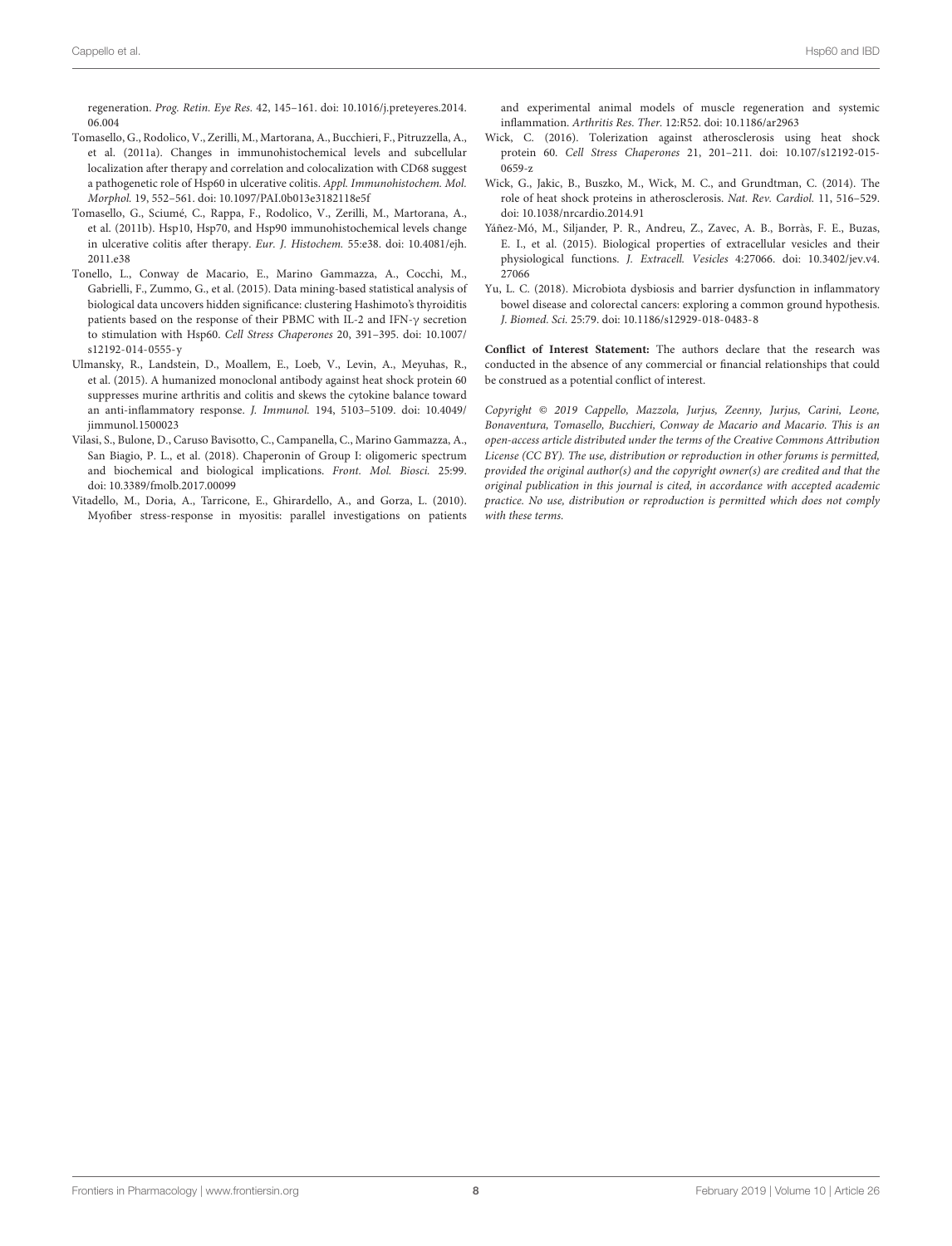regeneration. *Prog. Retin. Eye Res.* 42, 145–161. doi: 10.1016/j.preteyeres.2014.06.004

Tomasello, G., Rodolico, V., Zerilli, M., Martorana, A., Bucchieri, F., Pitruzzella, A., et al. (2011a). Changes in immunohistochemical levels and subcellular localization after therapy and correlation and colocalization with CD68 suggest a pathogenetic role of Hsp60 in ulcerative colitis. *Appl. Immunohistochem. Mol. Morphol.* 19, 552–561. doi: 10.1097/PAI.0b013e3182118e5f

Tomasello, G., Sciumé, C., Rappa, F., Rodolico, V., Zerilli, M., Martorana, A., et al. (2011b). Hsp10, Hsp70, and Hsp90 immunohistochemical levels change in ulcerative colitis after therapy. *Eur. J. Histochem.* 55:e38. doi: 10.4081/ejh.2011.e38

Tonello, L., Conway de Macario, E., Marino Gammazza, A., Cocchi, M., Gabrielli, F., Zummo, G., et al. (2015). Data mining-based statistical analysis of biological data uncovers hidden significance: clustering Hashimoto's thyroiditis patients based on the response of their PBMC with IL-2 and IFN-γ secretion to stimulation with Hsp60. *Cell Stress Chaperones* 20, 391–395. doi: 10.1007/s12192-014-0555-y

Ulmansky, R., Landstein, D., Moallem, E., Loeb, V., Levin, A., Meyuhas, R., et al. (2015). A humanized monoclonal antibody against heat shock protein 60 suppresses murine arthritis and colitis and skews the cytokine balance toward an anti-inflammatory response. *J. Immunol.* 194, 5103–5109. doi: 10.4049/jimmunol.1500023

Vilasi, S., Bulone, D., Caruso Bavisotto, C., Campanella, C., Marino Gammazza, A., San Biagio, P. L., et al. (2018). Chaperonin of Group I: oligomeric spectrum and biochemical and biological implications. *Front. Mol. Biosci.* 25:99. doi: 10.3389/fmolb.2017.00099

Vitadello, M., Doria, A., Tarricone, E., Ghirardello, A., and Gorza, L. (2010). Myofiber stress-response in myositis: parallel investigations on patients and experimental animal models of muscle regeneration and systemic inflammation. *Arthritis Res. Ther.* 12:R52. doi: 10.1186/ar2963

Wick, C. (2016). Tolerization against atherosclerosis using heat shock protein 60. *Cell Stress Chaperones* 21, 201–211. doi: 10.107/s12192-015-0659-z

Wick, G., Jakic, B., Buszko, M., Wick, M. C., and Grundtman, C. (2014). The role of heat shock proteins in atherosclerosis. *Nat. Rev. Cardiol.* 11, 516–529. doi: 10.1038/nrcardio.2014.91

Yáñez-Mó, M., Siljander, P. R., Andreu, Z., Zavec, A. B., Borràs, F. E., Buzas, E. I., et al. (2015). Biological properties of extracellular vesicles and their physiological functions. *J. Extracell. Vesicles* 4:27066. doi: 10.3402/jev.v4.27066

Yu, L. C. (2018). Microbiota dysbiosis and barrier dysfunction in inflammatory bowel disease and colorectal cancers: exploring a common ground hypothesis. *J. Biomed. Sci.* 25:79. doi: 10.1186/s12929-018-0483-8

**Conflict of Interest Statement:** The authors declare that the research was conducted in the absence of any commercial or financial relationships that could be construed as a potential conflict of interest.

*Copyright © 2019 Cappello, Mazzola, Jurjus, Zeenny, Jurjus, Carini, Leone, Bonaventura, Tomasello, Bucchieri, Conway de Macario and Macario. This is an open-access article distributed under the terms of the Creative Commons Attribution License (CC BY). The use, distribution or reproduction in other forums is permitted, provided the original author(s) and the copyright owner(s) are credited and that the original publication in this journal is cited, in accordance with accepted academic practice. No use, distribution or reproduction is permitted which does not comply with these terms.*